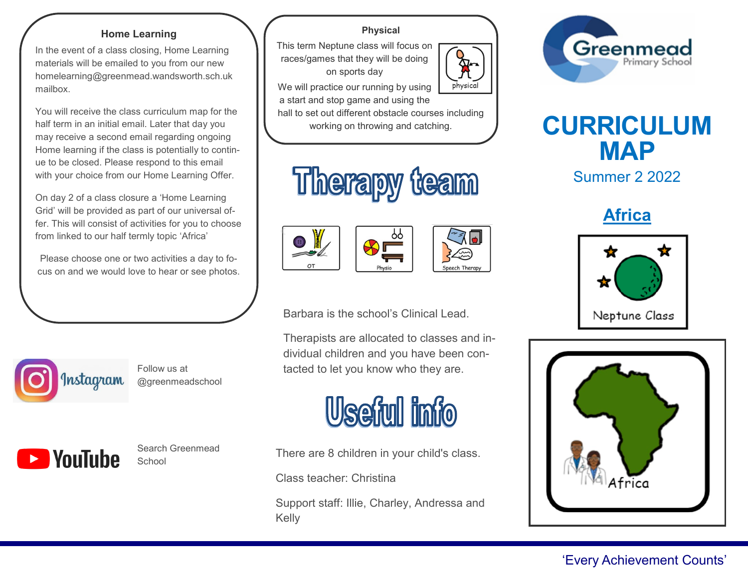# CURRICULUM MAP

Summer 2 2022

## Africa

Neptune Class

Africa

## Home Learning

In the event of a class closing, Home Learning materials will be emailed to you from our new homelearning@greenmead.wandsworth.sch.uk mailbox.

You will receive the class curriculum map for the half term in an initial email. Later that day you may receive a second email regarding ongoing Home learning if the class is potentially to continue to be closed. Please respond to this email with your choice from our Home Learning Offer.

On day 2 of a class closure a 'Home Learning Grid' will be provided as part of our universal offer. This will consist of activities for you to choose from linked to our half termly topic 'Africa'

Please choose one or two activities a day to focus on and we would love to hear or see photos.

Follow us at @greenmeadschool

Search Greenmead School

## Physical

This term Neptune class will focus on races/games that they will be doing on sports day

We will practice our running by using a start and stop game and using the hall to set out different obstacle courses including working on throwing and catching.

## Therapy team

OT

Physio

Speech Therapy

Barbara is the school's Clinical Lead.

Therapists are allocated to classes and individual children and you have been contacted to let you know who they are.

## Useful info

There are 8 children in your child's class.

Class teacher: Christina

Support staff: Illie, Charley, Andressa and Kelly

'Every Achievement Counts'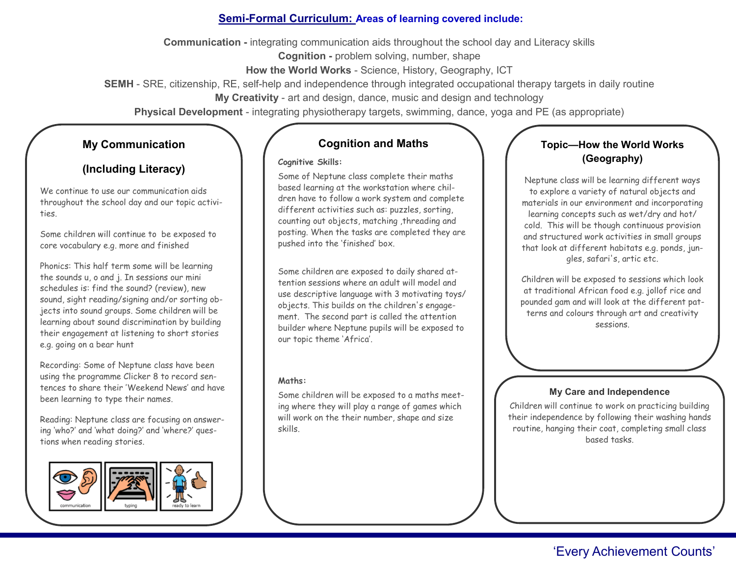## Semi-Formal Curriculum: Areas of learning covered include:

**Communication -** integrating communication aids throughout the school day and Literacy skills
**Cognition -** problem solving, number, shape
**How the World Works** - Science, History, Geography, ICT
**SEMH** - SRE, citizenship, RE, self-help and independence through integrated occupational therapy targets in daily routine
**My Creativity** - art and design, dance, music and design and technology
**Physical Development** - integrating physiotherapy targets, swimming, dance, yoga and PE (as appropriate)

### My Communication (Including Literacy)

We continue to use our communication aids throughout the school day and our topic activities.

Some children will continue to be exposed to core vocabulary e.g. more and finished

Phonics: This half term some will be learning the sounds u, o and j. In sessions our mini schedules is: find the sound? (review), new sound, sight reading/signing and/or sorting objects into sound groups. Some children will be learning about sound discrimination by building their engagement at listening to short stories e.g. going on a bear hunt

Recording: Some of Neptune class have been using the programme Clicker 8 to record sentences to share their 'Weekend News' and have been learning to type their names.

Reading: Neptune class are focusing on answering 'who?' and 'what doing?' and 'where?' questions when reading stories.

communication typing ready to learn

### Cognition and Maths

**Cognitive Skills:**

Some of Neptune class complete their maths based learning at the workstation where children have to follow a work system and complete different activities such as: puzzles, sorting, counting out objects, matching ,threading and posting. When the tasks are completed they are pushed into the 'finished' box.

Some children are exposed to daily shared attention sessions where an adult will model and use descriptive language with 3 motivating toys/objects. This builds on the children's engagement. The second part is called the attention builder where Neptune pupils will be exposed to our topic theme 'Africa'.

**Maths:**

Some children will be exposed to a maths meeting where they will play a range of games which will work on the their number, shape and size skills.

### Topic—How the World Works (Geography)

Neptune class will be learning different ways to explore a variety of natural objects and materials in our environment and incorporating learning concepts such as wet/dry and hot/cold. This will be though continuous provision and structured work activities in small groups that look at different habitats e.g. ponds, jungles, safari's, artic etc.

Children will be exposed to sessions which look at traditional African food e.g. jollof rice and pounded gam and will look at the different patterns and colours through art and creativity sessions.

### My Care and Independence

Children will continue to work on practicing building their independence by following their washing hands routine, hanging their coat, completing small class based tasks.

'Every Achievement Counts'